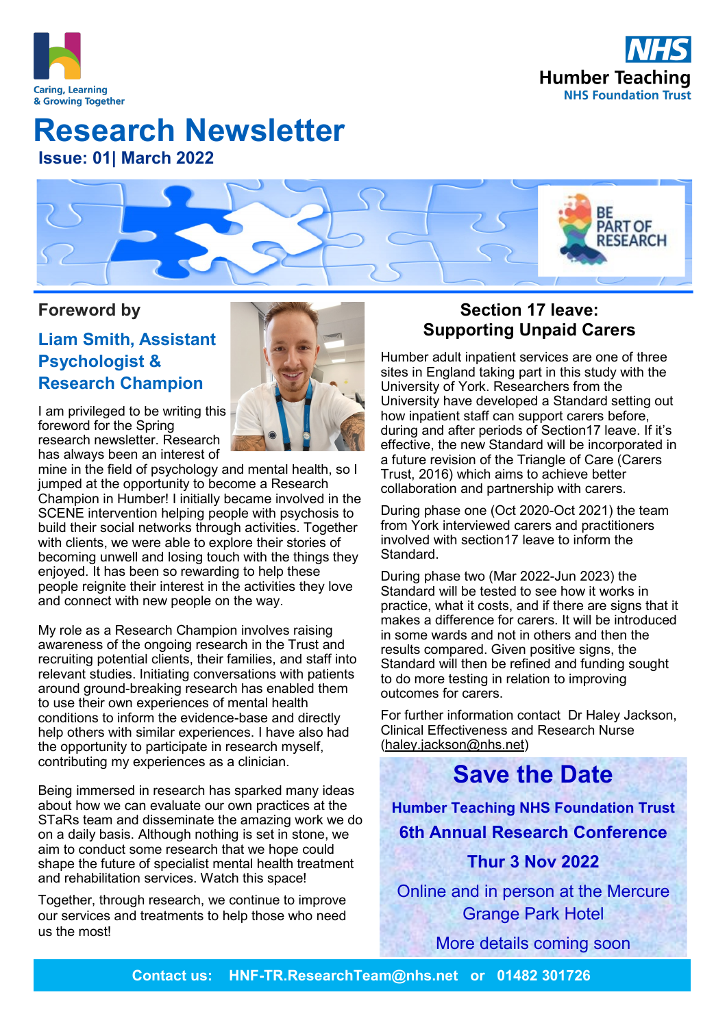Caring, Learning & Growing Together

NHS Humber Teaching NHS Foundation Trust

# Research Newsletter

**Issue: 01| March 2022**

BE PART OF RESEARCH

## Foreword by

### Liam Smith, Assistant Psychologist & Research Champion

I am privileged to be writing this foreword for the Spring research newsletter. Research has always been an interest of mine in the field of psychology and mental health, so I jumped at the opportunity to become a Research Champion in Humber! I initially became involved in the SCENE intervention helping people with psychosis to build their social networks through activities. Together with clients, we were able to explore their stories of becoming unwell and losing touch with the things they enjoyed. It has been so rewarding to help these people reignite their interest in the activities they love and connect with new people on the way.

My role as a Research Champion involves raising awareness of the ongoing research in the Trust and recruiting potential clients, their families, and staff into relevant studies. Initiating conversations with patients around ground-breaking research has enabled them to use their own experiences of mental health conditions to inform the evidence-base and directly help others with similar experiences. I have also had the opportunity to participate in research myself, contributing my experiences as a clinician.

Being immersed in research has sparked many ideas about how we can evaluate our own practices at the STaRs team and disseminate the amazing work we do on a daily basis. Although nothing is set in stone, we aim to conduct some research that we hope could shape the future of specialist mental health treatment and rehabilitation services. Watch this space!

Together, through research, we continue to improve our services and treatments to help those who need us the most!

## Section 17 leave: Supporting Unpaid Carers

Humber adult inpatient services are one of three sites in England taking part in this study with the University of York. Researchers from the University have developed a Standard setting out how inpatient staff can support carers before, during and after periods of Section17 leave. If it's effective, the new Standard will be incorporated in a future revision of the Triangle of Care (Carers Trust, 2016) which aims to achieve better collaboration and partnership with carers.

During phase one (Oct 2020-Oct 2021) the team from York interviewed carers and practitioners involved with section17 leave to inform the Standard.

During phase two (Mar 2022-Jun 2023) the Standard will be tested to see how it works in practice, what it costs, and if there are signs that it makes a difference for carers. It will be introduced in some wards and not in others and then the results compared. Given positive signs, the Standard will then be refined and funding sought to do more testing in relation to improving outcomes for carers.

For further information contact Dr Haley Jackson, Clinical Effectiveness and Research Nurse (haley.jackson@nhs.net)

## Save the Date

**Humber Teaching NHS Foundation Trust**

**6th Annual Research Conference**

**Thur 3 Nov 2022**

Online and in person at the Mercure Grange Park Hotel

More details coming soon

**Contact us: HNF-TR.ResearchTeam@nhs.net or 01482 301726**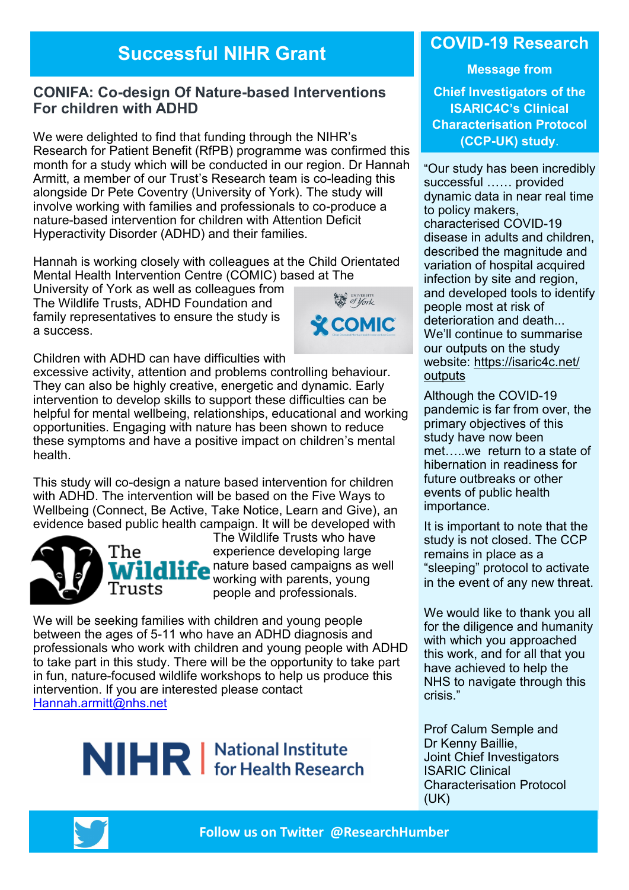# Successful NIHR Grant

## CONIFA: Co-design Of Nature-based Interventions For children with ADHD

We were delighted to find that funding through the NIHR's Research for Patient Benefit (RfPB) programme was confirmed this month for a study which will be conducted in our region. Dr Hannah Armitt, a member of our Trust's Research team is co-leading this alongside Dr Pete Coventry (University of York). The study will involve working with families and professionals to co-produce a nature-based intervention for children with Attention Deficit Hyperactivity Disorder (ADHD) and their families.

Hannah is working closely with colleagues at the Child Orientated Mental Health Intervention Centre (COMIC) based at The University of York as well as colleagues from The Wildlife Trusts, ADHD Foundation and family representatives to ensure the study is a success.

Children with ADHD can have difficulties with excessive activity, attention and problems controlling behaviour. They can also be highly creative, energetic and dynamic. Early intervention to develop skills to support these difficulties can be helpful for mental wellbeing, relationships, educational and working opportunities. Engaging with nature has been shown to reduce these symptoms and have a positive impact on children's mental health.

This study will co-design a nature based intervention for children with ADHD. The intervention will be based on the Five Ways to Wellbeing (Connect, Be Active, Take Notice, Learn and Give), an evidence based public health campaign. It will be developed with The Wildlife Trusts who have experience developing large nature based campaigns as well working with parents, young people and professionals.

We will be seeking families with children and young people between the ages of 5-11 who have an ADHD diagnosis and professionals who work with children and young people with ADHD to take part in this study. There will be the opportunity to take part in fun, nature-focused wildlife workshops to help us produce this intervention. If you are interested please contact [Hannah.armitt@nhs.net](mailto:Hannah.armitt@nhs.net)

# COVID-19 Research

**Message from Chief Investigators of the ISARIC4C's Clinical Characterisation Protocol (CCP-UK) study.**

"Our study has been incredibly successful …… provided dynamic data in near real time to policy makers, characterised COVID-19 disease in adults and children, described the magnitude and variation of hospital acquired infection by site and region, and developed tools to identify people most at risk of deterioration and death... We'll continue to summarise our outputs on the study website: [https://isaric4c.net/outputs](https://isaric4c.net/outputs)

Although the COVID-19 pandemic is far from over, the primary objectives of this study have now been met…..we return to a state of hibernation in readiness for future outbreaks or other events of public health importance.

It is important to note that the study is not closed. The CCP remains in place as a "sleeping" protocol to activate in the event of any new threat.

We would like to thank you all for the diligence and humanity with which you approached this work, and for all that you have achieved to help the NHS to navigate through this crisis."

Prof Calum Semple and Dr Kenny Baillie,
Joint Chief Investigators
ISARIC Clinical Characterisation Protocol (UK)

**Follow us on Twitter @ResearchHumber**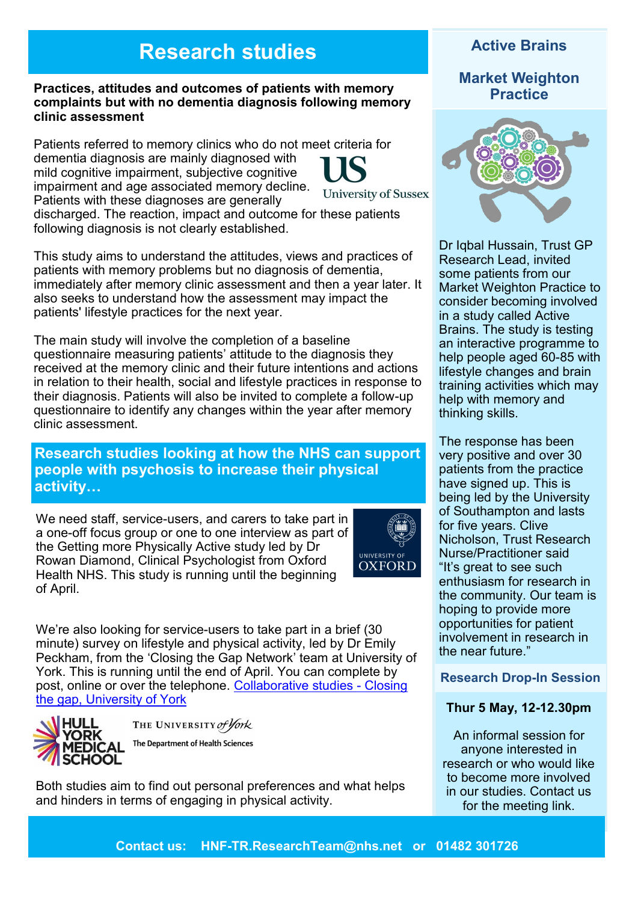# Research studies

**Practices, attitudes and outcomes of patients with memory complaints but with no dementia diagnosis following memory clinic assessment**

Patients referred to memory clinics who do not meet criteria for dementia diagnosis are mainly diagnosed with mild cognitive impairment, subjective cognitive impairment and age associated memory decline. Patients with these diagnoses are generally discharged. The reaction, impact and outcome for these patients following diagnosis is not clearly established.

University of Sussex

This study aims to understand the attitudes, views and practices of patients with memory problems but no diagnosis of dementia, immediately after memory clinic assessment and then a year later. It also seeks to understand how the assessment may impact the patients' lifestyle practices for the next year.

The main study will involve the completion of a baseline questionnaire measuring patients' attitude to the diagnosis they received at the memory clinic and their future intentions and actions in relation to their health, social and lifestyle practices in response to their diagnosis. Patients will also be invited to complete a follow-up questionnaire to identify any changes within the year after memory clinic assessment.

## Research studies looking at how the NHS can support people with psychosis to increase their physical activity…

We need staff, service-users, and carers to take part in a one-off focus group or one to one interview as part of the Getting more Physically Active study led by Dr Rowan Diamond, Clinical Psychologist from Oxford Health NHS. This study is running until the beginning of April.

University of Oxford

We're also looking for service-users to take part in a brief (30 minute) survey on lifestyle and physical activity, led by Dr Emily Peckham, from the 'Closing the Gap Network' team at University of York. This is running until the end of April. You can complete by post, online or over the telephone. [Collaborative studies - Closing the gap, University of York]

Hull York Medical School — The University of York, The Department of Health Sciences

Both studies aim to find out personal preferences and what helps and hinders in terms of engaging in physical activity.

## Active Brains

### Market Weighton Practice

Dr Iqbal Hussain, Trust GP Research Lead, invited some patients from our Market Weighton Practice to consider becoming involved in a study called Active Brains. The study is testing an interactive programme to help people aged 60-85 with lifestyle changes and brain training activities which may help with memory and thinking skills.

The response has been very positive and over 30 patients from the practice have signed up. This is being led by the University of Southampton and lasts for five years. Clive Nicholson, Trust Research Nurse/Practitioner said "It's great to see such enthusiasm for research in the community. Our team is hoping to provide more opportunities for patient involvement in research in the near future."

## Research Drop-In Session

**Thur 5 May, 12-12.30pm**

An informal session for anyone interested in research or who would like to become more involved in our studies. Contact us for the meeting link.

**Contact us: HNF-TR.ResearchTeam@nhs.net or 01482 301726**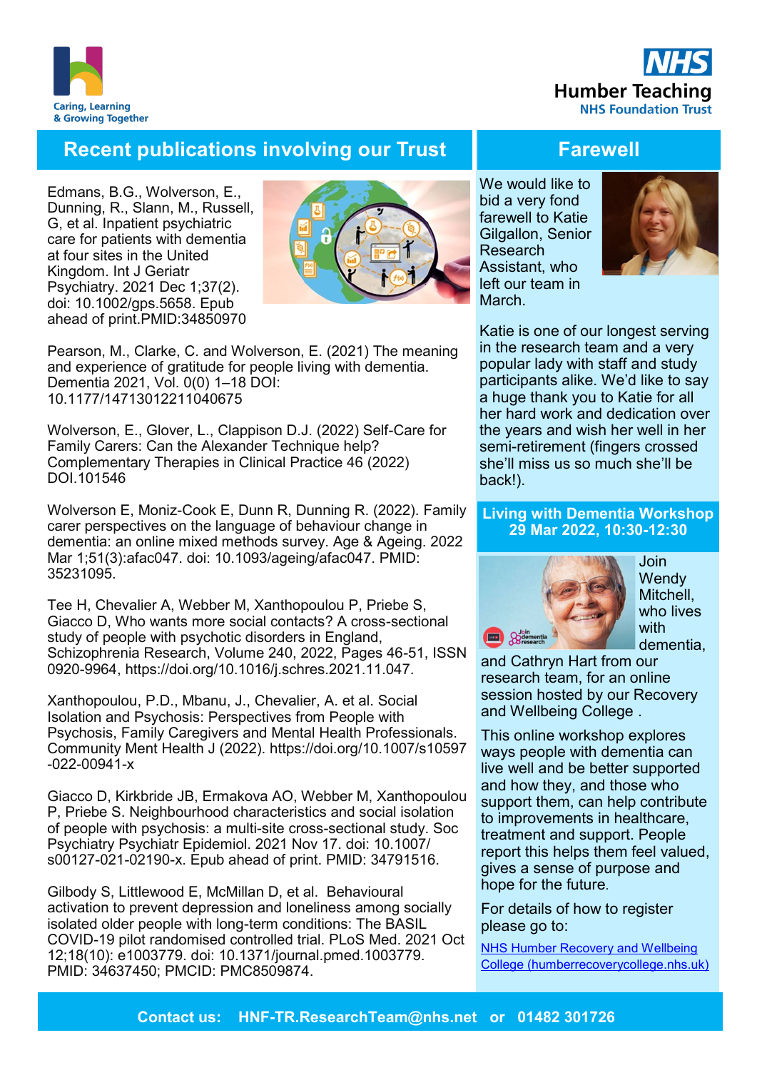Caring, Learning & Growing Together

NHS Humber Teaching NHS Foundation Trust

## Recent publications involving our Trust

Edmans, B.G., Wolverson, E., Dunning, R., Slann, M., Russell, G, et al. Inpatient psychiatric care for patients with dementia at four sites in the United Kingdom. Int J Geriatr Psychiatry. 2021 Dec 1;37(2). doi: 10.1002/gps.5658. Epub ahead of print.PMID:34850970

Pearson, M., Clarke, C. and Wolverson, E. (2021) The meaning and experience of gratitude for people living with dementia. Dementia 2021, Vol. 0(0) 1–18 DOI: 10.1177/14713012211040675

Wolverson, E., Glover, L., Clappison D.J. (2022) Self-Care for Family Carers: Can the Alexander Technique help? Complementary Therapies in Clinical Practice 46 (2022) DOI.101546

Wolverson E, Moniz-Cook E, Dunn R, Dunning R. (2022). Family carer perspectives on the language of behaviour change in dementia: an online mixed methods survey. Age & Ageing. 2022 Mar 1;51(3):afac047. doi: 10.1093/ageing/afac047. PMID: 35231095.

Tee H, Chevalier A, Webber M, Xanthopoulou P, Priebe S, Giacco D, Who wants more social contacts? A cross-sectional study of people with psychotic disorders in England, Schizophrenia Research, Volume 240, 2022, Pages 46-51, ISSN 0920-9964, https://doi.org/10.1016/j.schres.2021.11.047.

Xanthopoulou, P.D., Mbanu, J., Chevalier, A. et al. Social Isolation and Psychosis: Perspectives from People with Psychosis, Family Caregivers and Mental Health Professionals. Community Ment Health J (2022). https://doi.org/10.1007/s10597-022-00941-x

Giacco D, Kirkbride JB, Ermakova AO, Webber M, Xanthopoulou P, Priebe S. Neighbourhood characteristics and social isolation of people with psychosis: a multi-site cross-sectional study. Soc Psychiatry Psychiatr Epidemiol. 2021 Nov 17. doi: 10.1007/s00127-021-02190-x. Epub ahead of print. PMID: 34791516.

Gilbody S, Littlewood E, McMillan D, et al. Behavioural activation to prevent depression and loneliness among socially isolated older people with long-term conditions: The BASIL COVID-19 pilot randomised controlled trial. PLoS Med. 2021 Oct 12;18(10): e1003779. doi: 10.1371/journal.pmed.1003779. PMID: 34637450; PMCID: PMC8509874.

## Farewell

We would like to bid a very fond farewell to Katie Gilgallon, Senior Research Assistant, who left our team in March.

Katie is one of our longest serving in the research team and a very popular lady with staff and study participants alike. We'd like to say a huge thank you to Katie for all her hard work and dedication over the years and wish her well in her semi-retirement (fingers crossed she'll miss us so much she'll be back!).

## Living with Dementia Workshop 29 Mar 2022, 10:30-12:30

Join Wendy Mitchell, who lives with dementia, and Cathryn Hart from our research team, for an online session hosted by our Recovery and Wellbeing College .

This online workshop explores ways people with dementia can live well and be better supported and how they, and those who support them, can help contribute to improvements in healthcare, treatment and support. People report this helps them feel valued, gives a sense of purpose and hope for the future.

For details of how to register please go to:

NHS Humber Recovery and Wellbeing College (humberrecoverycollege.nhs.uk)

**Contact us: HNF-TR.ResearchTeam@nhs.net or 01482 301726**